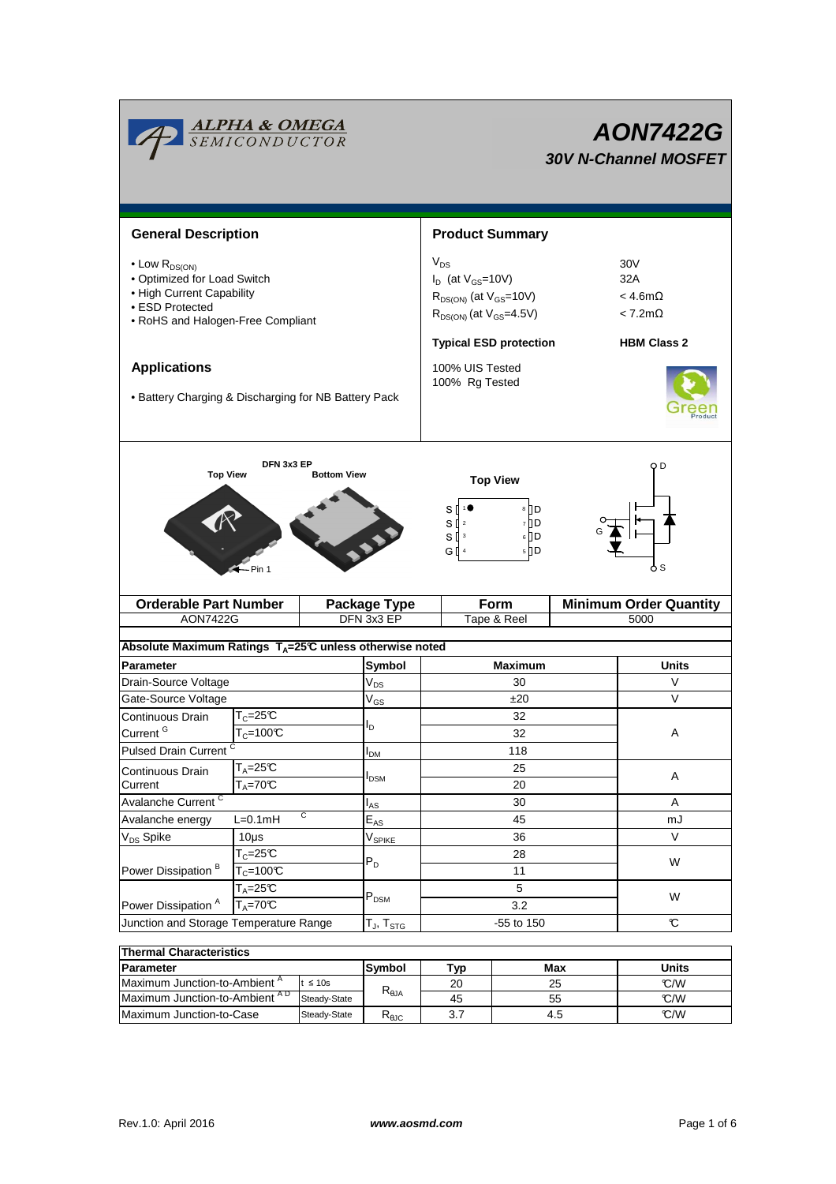ALPHA & OMEGA SEMICONDUCTOR

# AON7422G

***30V N-Channel MOSFET***

## General Description

- Low $R_{DS(ON)}$
- Optimized for Load Switch
- High Current Capability
- ESD Protected
- RoHS and Halogen-Free Compliant

## Applications

- Battery Charging & Discharging for NB Battery Pack

## Product Summary

| | |
|---|---|
| $V_{DS}$ | 30V |
| $I_D$ (at $V_{GS}$=10V) | 32A |
| $R_{DS(ON)}$ (at $V_{GS}$=10V) | < 4.6mΩ |
| $R_{DS(ON)}$ (at $V_{GS}$=4.5V) | < 7.2mΩ |

**Typical ESD protection** **HBM Class 2**

100% UIS Tested
100% Rg Tested

DFN 3x3 EP

Top View — Bottom View — Pin 1

Top View: S 1, S 2, S 3, G 4, D 5, D 6, D 7, D 8

| Orderable Part Number | Package Type | Form | Minimum Order Quantity |
|---|---|---|---|
| AON7422G | DFN 3x3 EP | Tape & Reel | 5000 |

**Absolute Maximum Ratings $T_A$=25°C unless otherwise noted**

| Parameter | | Symbol | Maximum | Units |
|---|---|---|---|---|
| Drain-Source Voltage | | $V_{DS}$ | 30 | V |
| Gate-Source Voltage | | $V_{GS}$ | ±20 | V |
| Continuous Drain Current [G] | $T_C$=25°C | $I_D$ | 32 | A |
| | $T_C$=100°C | | 32 | |
| Pulsed Drain Current [C] | | $I_{DM}$ | 118 | |
| Continuous Drain Current | $T_A$=25°C | $I_{DSM}$ | 25 | A |
| | $T_A$=70°C | | 20 | |
| Avalanche Current [C] | | $I_{AS}$ | 30 | A |
| Avalanche energy | L=0.1mH [C] | $E_{AS}$ | 45 | mJ |
| $V_{DS}$ Spike | 10µs | $V_{SPIKE}$ | 36 | V |
| Power Dissipation [B] | $T_C$=25°C | $P_D$ | 28 | W |
| | $T_C$=100°C | | 11 | |
| Power Dissipation [A] | $T_A$=25°C | $P_{DSM}$ | 5 | W |
| | $T_A$=70°C | | 3.2 | |
| Junction and Storage Temperature Range | | $T_J$, $T_{STG}$ | -55 to 150 | °C |

**Thermal Characteristics**

| Parameter | | Symbol | Typ | Max | Units |
|---|---|---|---|---|---|
| Maximum Junction-to-Ambient [A] | t ≤ 10s | $R_{\theta JA}$ | 20 | 25 | °C/W |
| Maximum Junction-to-Ambient [A D] | Steady-State | | 45 | 55 | °C/W |
| Maximum Junction-to-Case | Steady-State | $R_{\theta JC}$ | 3.7 | 4.5 | °C/W |

Rev.1.0: April 2016 — www.aosmd.com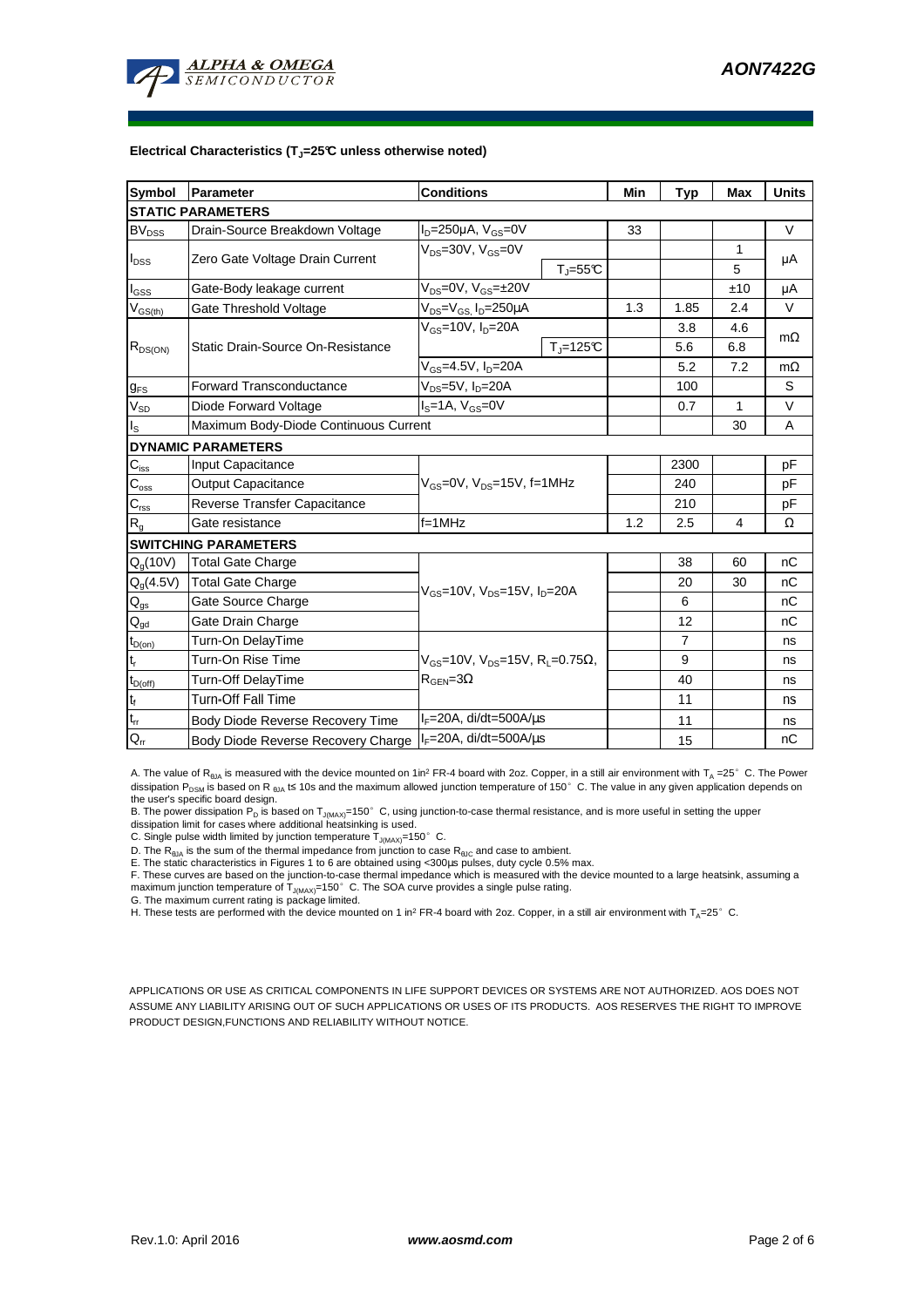**Electrical Characteristics ($T_J$=25°C unless otherwise noted)**

| Symbol | Parameter | Conditions | | Min | Typ | Max | Units |
|---|---|---|---|---|---|---|---|
| **STATIC PARAMETERS** | | | | | | | |
| $BV_{DSS}$ | Drain-Source Breakdown Voltage | $I_D$=250µA, $V_{GS}$=0V | | 33 | | | V |
| $I_{DSS}$ | Zero Gate Voltage Drain Current | $V_{DS}$=30V, $V_{GS}$=0V | | | | 1 | µA |
| | | | $T_J$=55°C | | | 5 | |
| $I_{GSS}$ | Gate-Body leakage current | $V_{DS}$=0V, $V_{GS}$=±20V | | | | ±10 | µA |
| $V_{GS(th)}$ | Gate Threshold Voltage | $V_{DS}$=$V_{GS}$, $I_D$=250µA | | 1.3 | 1.85 | 2.4 | V |
| $R_{DS(ON)}$ | Static Drain-Source On-Resistance | $V_{GS}$=10V, $I_D$=20A | | | 3.8 | 4.6 | mΩ |
| | | | $T_J$=125°C | | 5.6 | 6.8 | |
| | | $V_{GS}$=4.5V, $I_D$=20A | | | 5.2 | 7.2 | mΩ |
| $g_{FS}$ | Forward Transconductance | $V_{DS}$=5V, $I_D$=20A | | | 100 | | S |
| $V_{SD}$ | Diode Forward Voltage | $I_S$=1A, $V_{GS}$=0V | | | 0.7 | 1 | V |
| $I_S$ | Maximum Body-Diode Continuous Current | | | | | 30 | A |
| **DYNAMIC PARAMETERS** | | | | | | | |
| $C_{iss}$ | Input Capacitance | $V_{GS}$=0V, $V_{DS}$=15V, f=1MHz | | | 2300 | | pF |
| $C_{oss}$ | Output Capacitance | | | | 240 | | pF |
| $C_{rss}$ | Reverse Transfer Capacitance | | | | 210 | | pF |
| $R_g$ | Gate resistance | f=1MHz | | 1.2 | 2.5 | 4 | Ω |
| **SWITCHING PARAMETERS** | | | | | | | |
| $Q_g$(10V) | Total Gate Charge | $V_{GS}$=10V, $V_{DS}$=15V, $I_D$=20A | | | 38 | 60 | nC |
| $Q_g$(4.5V) | Total Gate Charge | | | | 20 | 30 | nC |
| $Q_{gs}$ | Gate Source Charge | | | | 6 | | nC |
| $Q_{gd}$ | Gate Drain Charge | | | | 12 | | nC |
| $t_{D(on)}$ | Turn-On DelayTime | $V_{GS}$=10V, $V_{DS}$=15V, $R_L$=0.75Ω, $R_{GEN}$=3Ω | | | 7 | | ns |
| $t_r$ | Turn-On Rise Time | | | | 9 | | ns |
| $t_{D(off)}$ | Turn-Off DelayTime | | | | 40 | | ns |
| $t_f$ | Turn-Off Fall Time | | | | 11 | | ns |
| $t_{rr}$ | Body Diode Reverse Recovery Time | $I_F$=20A, di/dt=500A/µs | | | 11 | | ns |
| $Q_{rr}$ | Body Diode Reverse Recovery Charge | $I_F$=20A, di/dt=500A/µs | | | 15 | | nC |

A. The value of $R_{\theta JA}$ is measured with the device mounted on 1in² FR-4 board with 2oz. Copper, in a still air environment with $T_A$ =25° C. The Power dissipation $P_{DSM}$ is based on R $_{\theta JA}$ t≤ 10s and the maximum allowed junction temperature of 150° C. The value in any given application depends on the user's specific board design.

B. The power dissipation $P_D$ is based on $T_{J(MAX)}$=150° C, using junction-to-case thermal resistance, and is more useful in setting the upper dissipation limit for cases where additional heatsinking is used.

C. Single pulse width limited by junction temperature $T_{J(MAX)}$=150° C.

D. The $R_{\theta JA}$ is the sum of the thermal impedance from junction to case $R_{\theta JC}$ and case to ambient.

E. The static characteristics in Figures 1 to 6 are obtained using <300µs pulses, duty cycle 0.5% max.

F. These curves are based on the junction-to-case thermal impedance which is measured with the device mounted to a large heatsink, assuming a maximum junction temperature of $T_{J(MAX)}$=150° C. The SOA curve provides a single pulse rating.

G. The maximum current rating is package limited.

H. These tests are performed with the device mounted on 1 in² FR-4 board with 2oz. Copper, in a still air environment with $T_A$=25° C.

APPLICATIONS OR USE AS CRITICAL COMPONENTS IN LIFE SUPPORT DEVICES OR SYSTEMS ARE NOT AUTHORIZED. AOS DOES NOT ASSUME ANY LIABILITY ARISING OUT OF SUCH APPLICATIONS OR USES OF ITS PRODUCTS. AOS RESERVES THE RIGHT TO IMPROVE PRODUCT DESIGN,FUNCTIONS AND RELIABILITY WITHOUT NOTICE.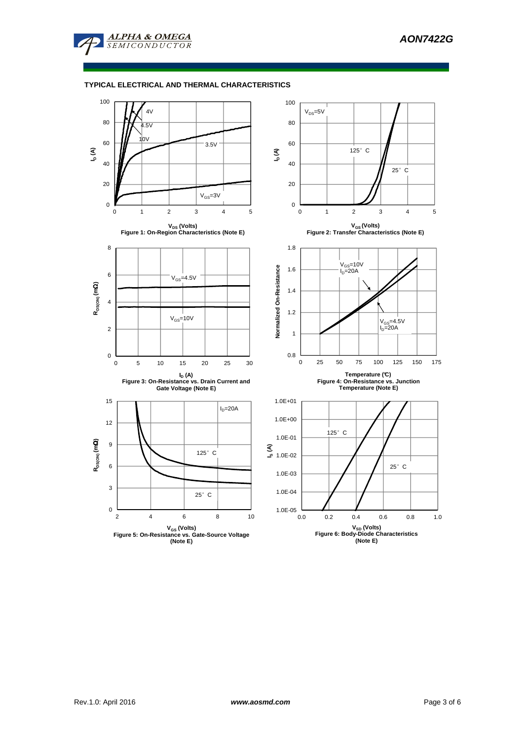## TYPICAL ELECTRICAL AND THERMAL CHARACTERISTICS

$I_D$ (A) vs. $V_{DS}$ (Volts): curves labeled 10V, 4.5V, 4V, 3.5V, $V_{GS}$=3V

**Figure 1: On-Region Characteristics (Note E)**

$I_D$ (A) vs. $V_{GS}$ (Volts): $V_{DS}$=5V; curves labeled 125° C, 25° C

**Figure 2: Transfer Characteristics (Note E)**

$R_{DS(ON)}$ (mΩ) vs. $I_D$ (A): curves labeled $V_{GS}$=4.5V, $V_{GS}$=10V

**Figure 3: On-Resistance vs. Drain Current and Gate Voltage (Note E)**

Normalized On-Resistance vs. Temperature (°C): curves labeled $V_{GS}$=10V, $I_D$=20A; $V_{GS}$=4.5V, $I_D$=20A

**Figure 4: On-Resistance vs. Junction Temperature (Note E)**

$R_{DS(ON)}$ (mΩ) vs. $V_{GS}$ (Volts): $I_D$=20A; curves labeled 125° C, 25° C

**Figure 5: On-Resistance vs. Gate-Source Voltage (Note E)**

$I_S$ (A) vs. $V_{SD}$ (Volts): curves labeled 125° C, 25° C

**Figure 6: Body-Diode Characteristics (Note E)**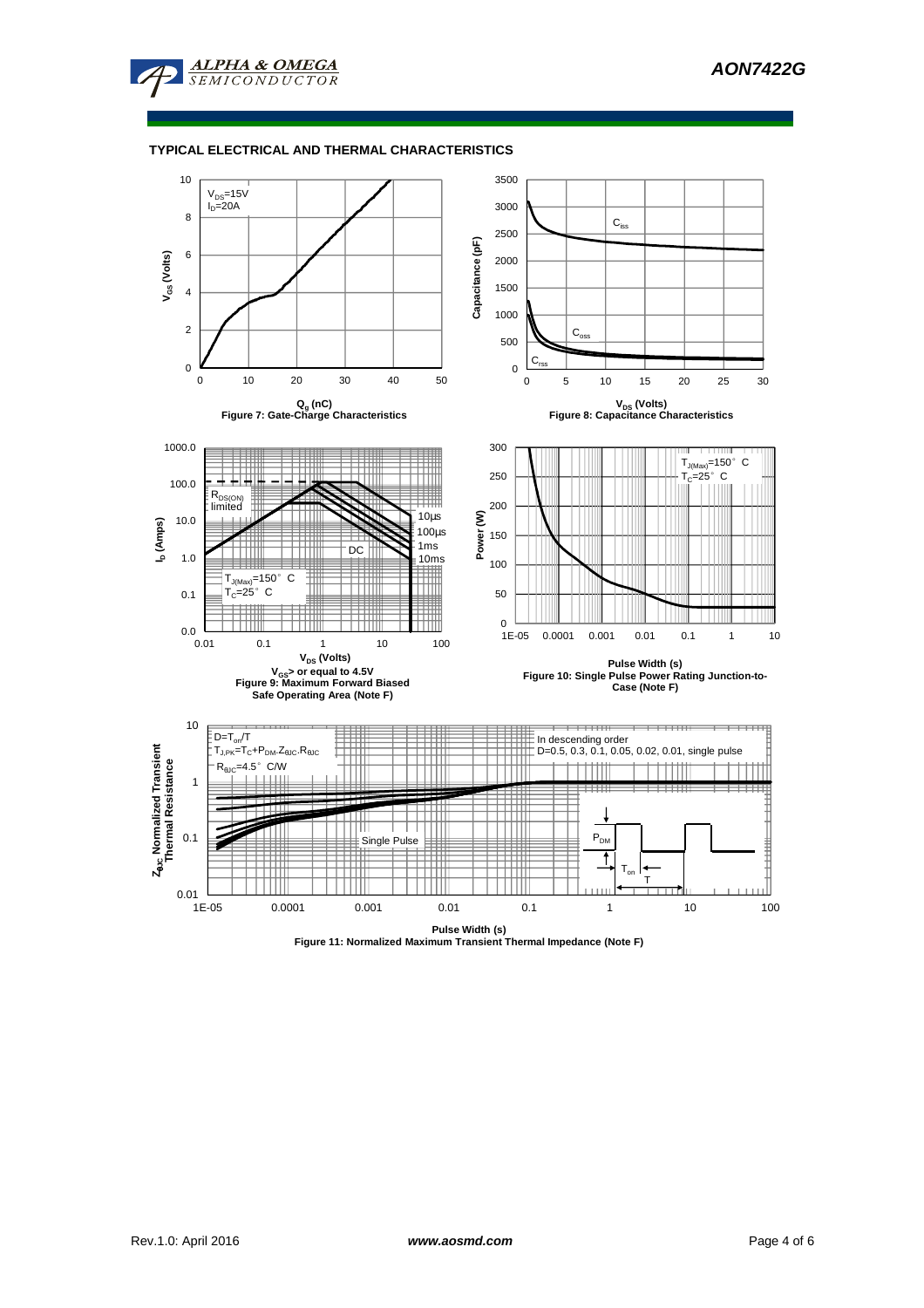## TYPICAL ELECTRICAL AND THERMAL CHARACTERISTICS

$V_{DS}$=15V
$I_D$=20A

$Q_g$ (nC)
Figure 7: Gate-Charge Characteristics

$C_{iss}$
$C_{oss}$
$C_{rss}$

$V_{DS}$ (Volts)
Figure 8: Capacitance Characteristics

$R_{DS(ON)}$ limited
10µs
100µs
1ms
10ms
DC
$T_{J(Max)}$=150° C
$T_C$=25° C

$V_{DS}$ (Volts)
$V_{GS}$> or equal to 4.5V
Figure 9: Maximum Forward Biased Safe Operating Area (Note F)

$T_{J(Max)}$=150° C
$T_C$=25° C

Pulse Width (s)
Figure 10: Single Pulse Power Rating Junction-to-Case (Note F)

$D=T_{on}/T$
$T_{J,PK}=T_C+P_{DM}.Z_{\theta JC}.R_{\theta JC}$
$R_{\theta JC}$=4.5° C/W

In descending order
D=0.5, 0.3, 0.1, 0.05, 0.02, 0.01, single pulse

Single Pulse

Pulse Width (s)
Figure 11: Normalized Maximum Transient Thermal Impedance (Note F)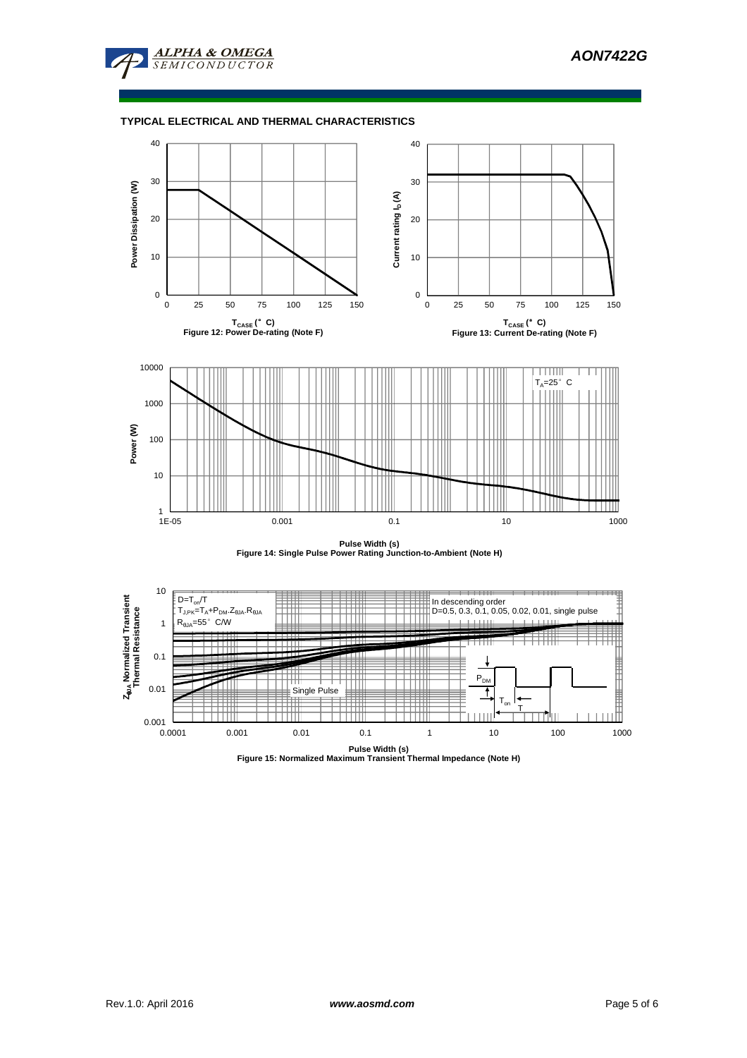### TYPICAL ELECTRICAL AND THERMAL CHARACTERISTICS

$T_{CASE}$ (°C)
Figure 12: Power De-rating (Note F)

$T_{CASE}$ (°C)
Figure 13: Current De-rating (Note F)

$T_A$=25°C

Pulse Width (s)
Figure 14: Single Pulse Power Rating Junction-to-Ambient (Note H)

$D=T_{on}/T$
$T_{J,PK}=T_A+P_{DM}.Z_{\theta JA}.R_{\theta JA}$
$R_{\theta JA}$=55°C/W

In descending order
D=0.5, 0.3, 0.1, 0.05, 0.02, 0.01, single pulse

Single Pulse

Pulse Width (s)
Figure 15: Normalized Maximum Transient Thermal Impedance (Note H)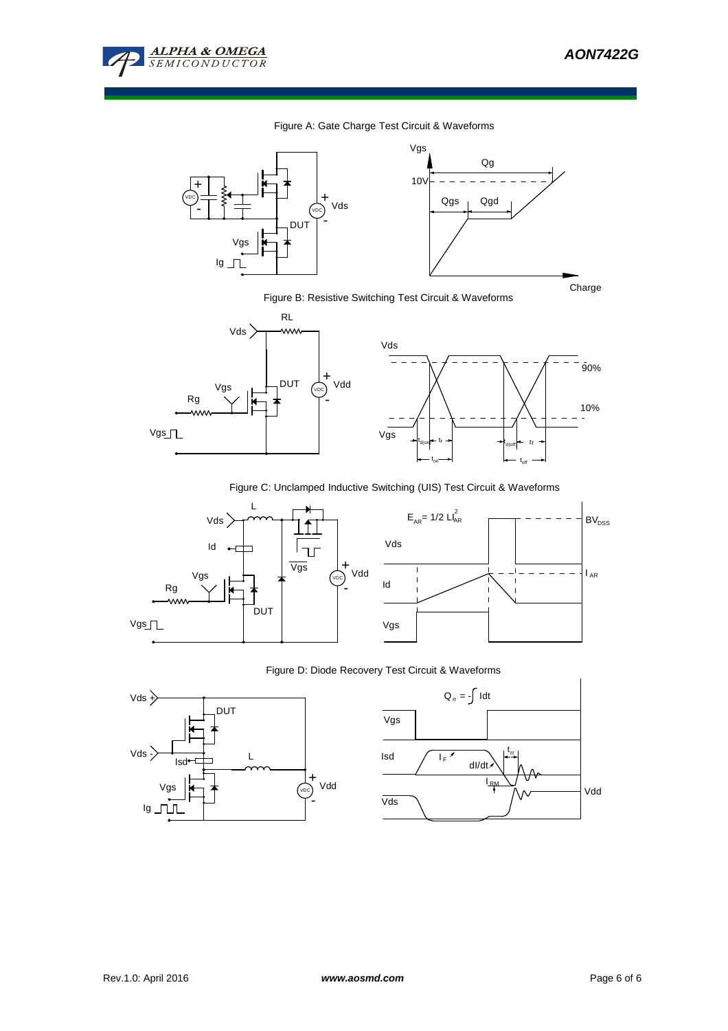Figure A: Gate Charge Test Circuit & Waveforms

VDC
+
-
VDC
+
Vds
-
DUT
Vgs
Ig

Vgs
Qg
10V
Qgs
Qgd
Charge

Figure B: Resistive Switching Test Circuit & Waveforms

RL
Vds
DUT
Vgs
Rg
Vgs
VDC
+
Vdd
-

Vds
90%
10%
Vgs
$t_{d(on)}$
$t_r$
$t_{on}$
$t_{d(off)}$
$t_f$
$t_{off}$

Figure C: Unclamped Inductive Switching (UIS) Test Circuit & Waveforms

L
Vds
Id
Vgs
Rg
Vgs
DUT
Vgs
VDC
+
Vdd
-

$E_{AR} = 1/2\ LI_{AR}^2$
$BV_{DSS}$
Vds
Id
$I_{AR}$
Vgs

Figure D: Diode Recovery Test Circuit & Waveforms

Vds +
DUT
Vds -
Isd
L
Vgs
Ig
VDC
+
Vdd
-

$Q_{rr} = -\int Idt$
Vgs
Isd
$I_F$
dI/dt
$t_{rr}$
$I_{RM}$
Vds
Vdd